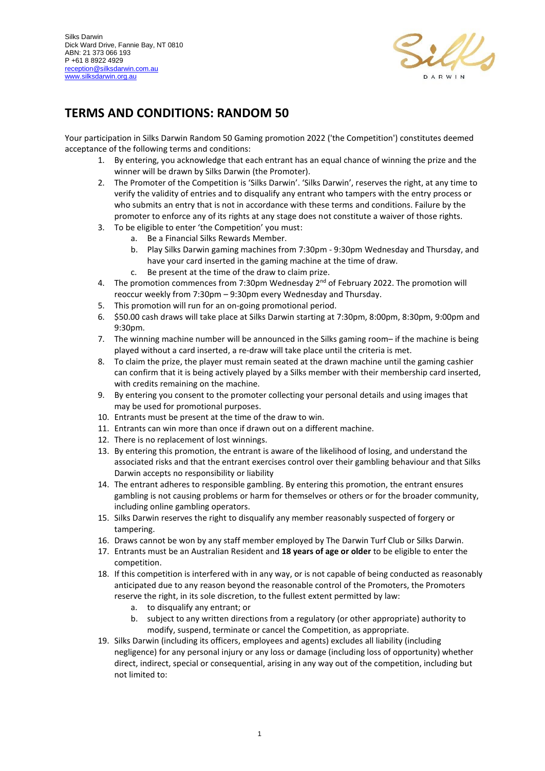Silks Darwin
Dick Ward Drive, Fannie Bay, NT 0810
ABN: 21 373 066 193
P +61 8 8922 4929
reception@silksdarwin.com.au
www.silksdarwin.org.au

# TERMS AND CONDITIONS: RANDOM 50

Your participation in Silks Darwin Random 50 Gaming promotion 2022 ('the Competition') constitutes deemed acceptance of the following terms and conditions:

1. By entering, you acknowledge that each entrant has an equal chance of winning the prize and the winner will be drawn by Silks Darwin (the Promoter).
2. The Promoter of the Competition is 'Silks Darwin'. 'Silks Darwin', reserves the right, at any time to verify the validity of entries and to disqualify any entrant who tampers with the entry process or who submits an entry that is not in accordance with these terms and conditions. Failure by the promoter to enforce any of its rights at any stage does not constitute a waiver of those rights.
3. To be eligible to enter 'the Competition' you must:
   a. Be a Financial Silks Rewards Member.
   b. Play Silks Darwin gaming machines from 7:30pm - 9:30pm Wednesday and Thursday, and have your card inserted in the gaming machine at the time of draw.
   c. Be present at the time of the draw to claim prize.
4. The promotion commences from 7:30pm Wednesday 2nd of February 2022. The promotion will reoccur weekly from 7:30pm – 9:30pm every Wednesday and Thursday.
5. This promotion will run for an on-going promotional period.
6. $50.00 cash draws will take place at Silks Darwin starting at 7:30pm, 8:00pm, 8:30pm, 9:00pm and 9:30pm.
7. The winning machine number will be announced in the Silks gaming room– if the machine is being played without a card inserted, a re-draw will take place until the criteria is met.
8. To claim the prize, the player must remain seated at the drawn machine until the gaming cashier can confirm that it is being actively played by a Silks member with their membership card inserted, with credits remaining on the machine.
9. By entering you consent to the promoter collecting your personal details and using images that may be used for promotional purposes.
10. Entrants must be present at the time of the draw to win.
11. Entrants can win more than once if drawn out on a different machine.
12. There is no replacement of lost winnings.
13. By entering this promotion, the entrant is aware of the likelihood of losing, and understand the associated risks and that the entrant exercises control over their gambling behaviour and that Silks Darwin accepts no responsibility or liability
14. The entrant adheres to responsible gambling. By entering this promotion, the entrant ensures gambling is not causing problems or harm for themselves or others or for the broader community, including online gambling operators.
15. Silks Darwin reserves the right to disqualify any member reasonably suspected of forgery or tampering.
16. Draws cannot be won by any staff member employed by The Darwin Turf Club or Silks Darwin.
17. Entrants must be an Australian Resident and **18 years of age or older** to be eligible to enter the competition.
18. If this competition is interfered with in any way, or is not capable of being conducted as reasonably anticipated due to any reason beyond the reasonable control of the Promoters, the Promoters reserve the right, in its sole discretion, to the fullest extent permitted by law:
    a. to disqualify any entrant; or
    b. subject to any written directions from a regulatory (or other appropriate) authority to modify, suspend, terminate or cancel the Competition, as appropriate.
19. Silks Darwin (including its officers, employees and agents) excludes all liability (including negligence) for any personal injury or any loss or damage (including loss of opportunity) whether direct, indirect, special or consequential, arising in any way out of the competition, including but not limited to: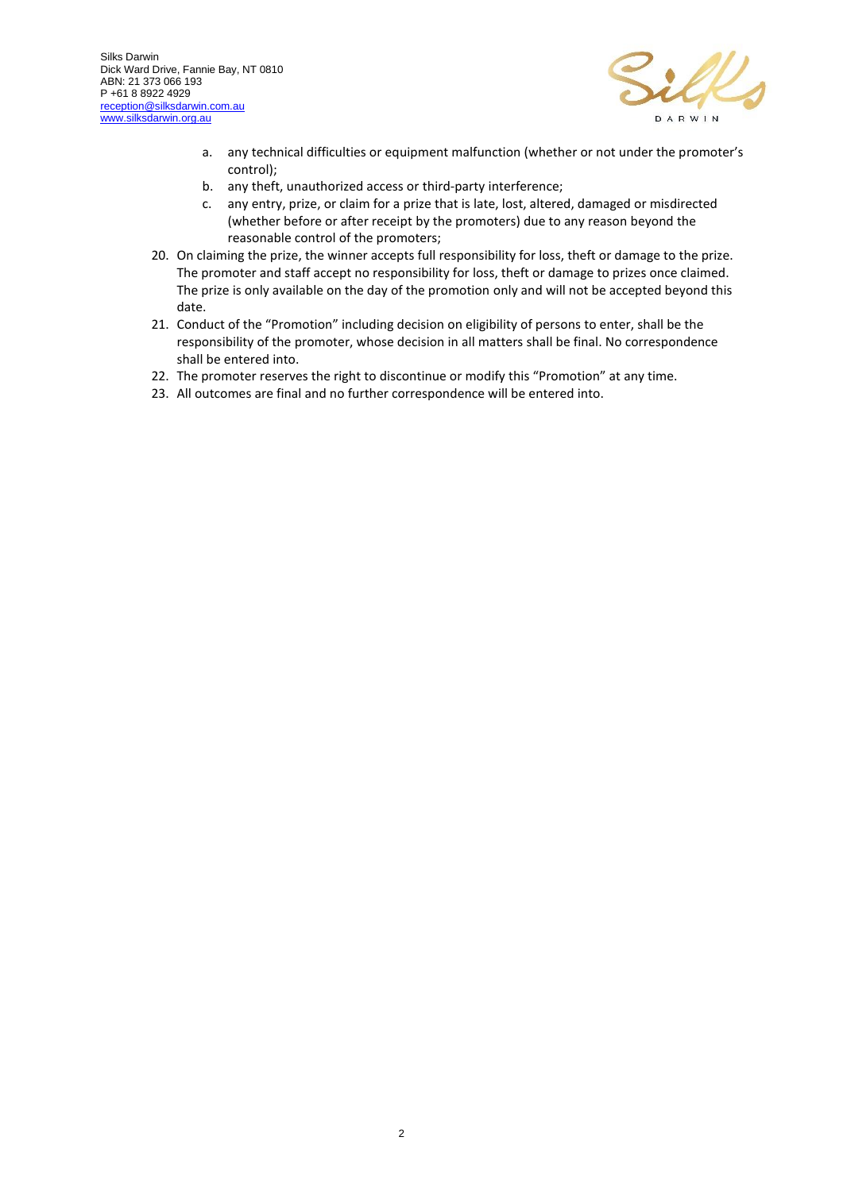a. any technical difficulties or equipment malfunction (whether or not under the promoter's control);
  b. any theft, unauthorized access or third-party interference;
  c. any entry, prize, or claim for a prize that is late, lost, altered, damaged or misdirected (whether before or after receipt by the promoters) due to any reason beyond the reasonable control of the promoters;

20. On claiming the prize, the winner accepts full responsibility for loss, theft or damage to the prize. The promoter and staff accept no responsibility for loss, theft or damage to prizes once claimed. The prize is only available on the day of the promotion only and will not be accepted beyond this date.
21. Conduct of the "Promotion" including decision on eligibility of persons to enter, shall be the responsibility of the promoter, whose decision in all matters shall be final. No correspondence shall be entered into.
22. The promoter reserves the right to discontinue or modify this "Promotion" at any time.
23. All outcomes are final and no further correspondence will be entered into.